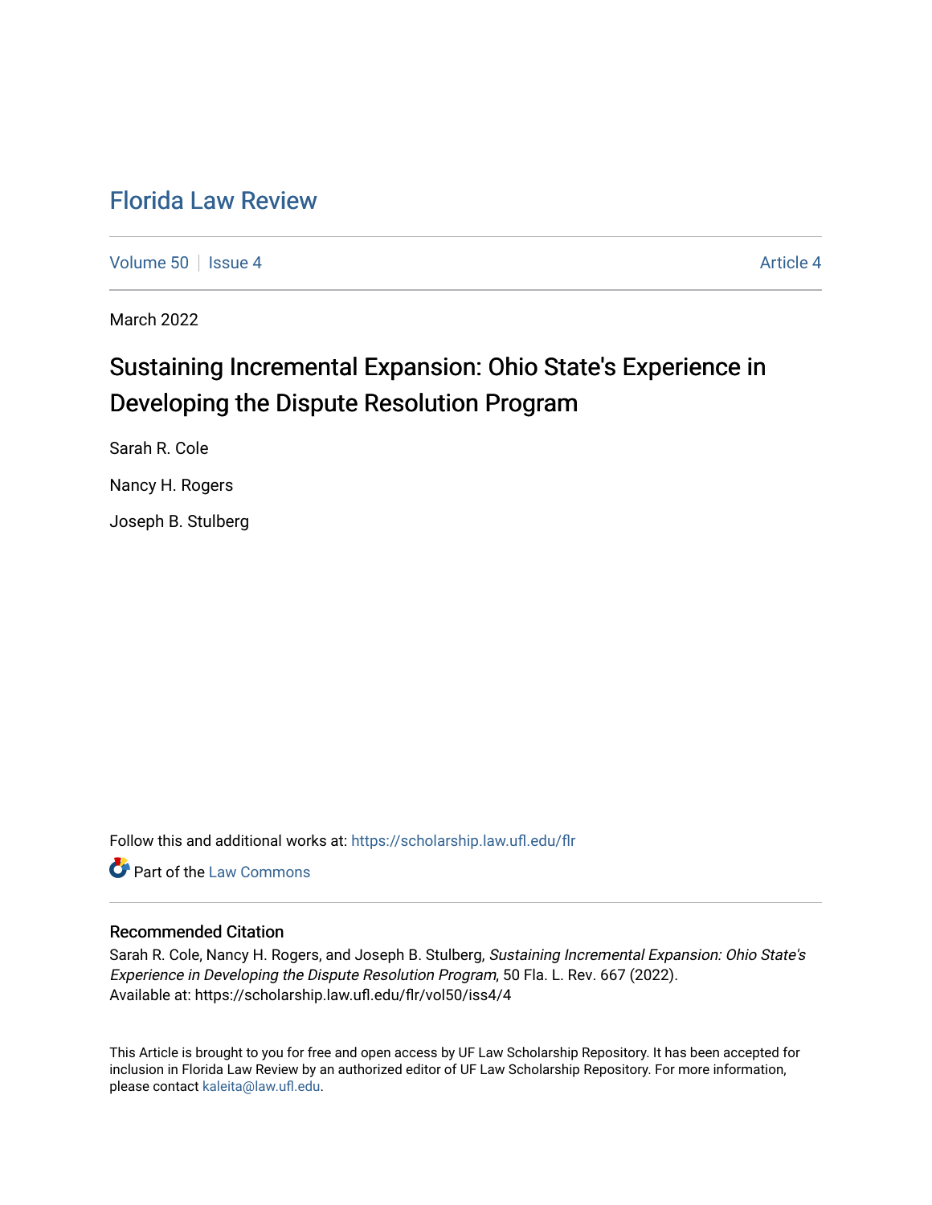# Florida Law Review

Volume 50 | Issue 4 | Article 4

March 2022

## Sustaining Incremental Expansion: Ohio State's Experience in Developing the Dispute Resolution Program

Sarah R. Cole

Nancy H. Rogers

Joseph B. Stulberg

Follow this and additional works at: https://scholarship.law.ufl.edu/flr

Part of the Law Commons

### Recommended Citation

Sarah R. Cole, Nancy H. Rogers, and Joseph B. Stulberg, *Sustaining Incremental Expansion: Ohio State's Experience in Developing the Dispute Resolution Program*, 50 Fla. L. Rev. 667 (2022).
Available at: https://scholarship.law.ufl.edu/flr/vol50/iss4/4

This Article is brought to you for free and open access by UF Law Scholarship Repository. It has been accepted for inclusion in Florida Law Review by an authorized editor of UF Law Scholarship Repository. For more information, please contact kaleita@law.ufl.edu.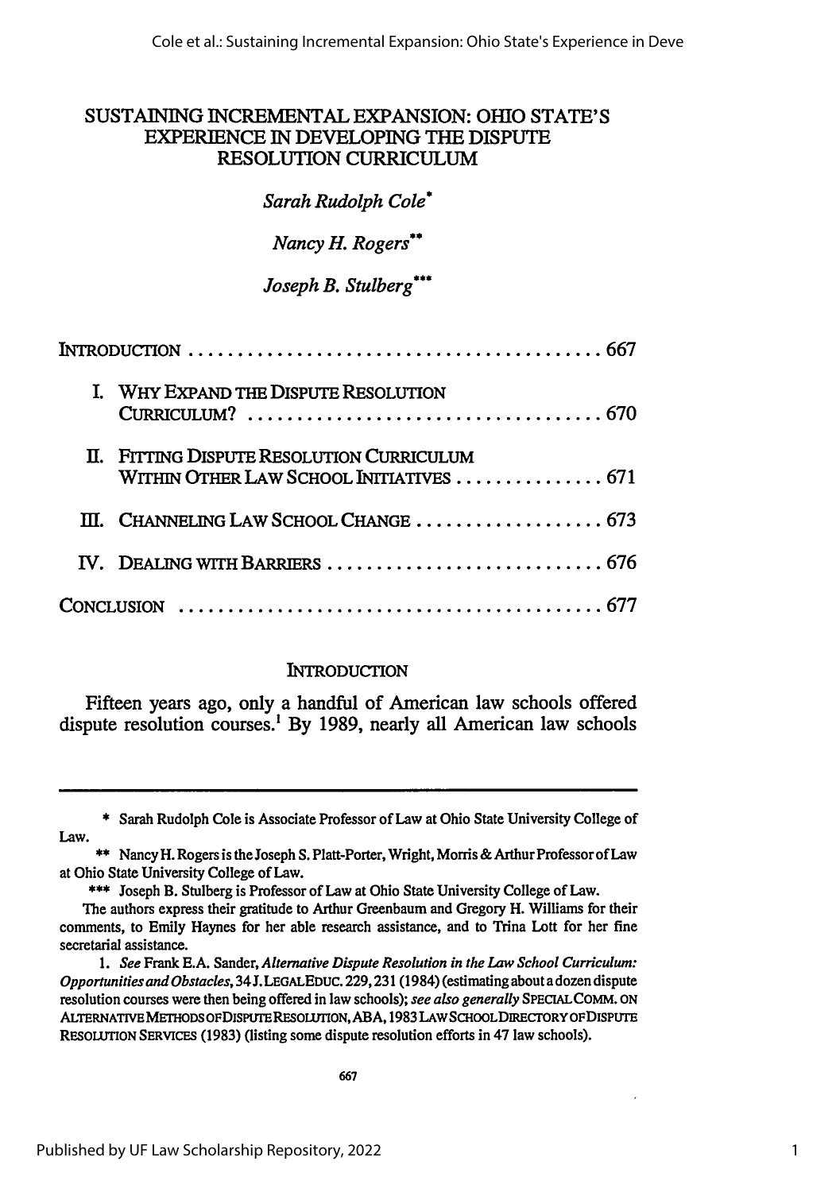# SUSTAINING INCREMENTAL EXPANSION: OHIO STATE'S EXPERIENCE IN DEVELOPING THE DISPUTE RESOLUTION CURRICULUM

*Sarah Rudolph Cole*[*]

*Nancy H. Rogers*[**]

*Joseph B. Stulberg*[***]

| | |
|---|---|
| INTRODUCTION | 667 |
| I. WHY EXPAND THE DISPUTE RESOLUTION CURRICULUM? | 670 |
| II. FITTING DISPUTE RESOLUTION CURRICULUM WITHIN OTHER LAW SCHOOL INITIATIVES | 671 |
| III. CHANNELING LAW SCHOOL CHANGE | 673 |
| IV. DEALING WITH BARRIERS | 676 |
| CONCLUSION | 677 |

## INTRODUCTION

Fifteen years ago, only a handful of American law schools offered dispute resolution courses.[1] By 1989, nearly all American law schools

---

\* Sarah Rudolph Cole is Associate Professor of Law at Ohio State University College of Law.

\*\* Nancy H. Rogers is the Joseph S. Platt-Porter, Wright, Morris & Arthur Professor of Law at Ohio State University College of Law.

\*\*\* Joseph B. Stulberg is Professor of Law at Ohio State University College of Law.

The authors express their gratitude to Arthur Greenbaum and Gregory H. Williams for their comments, to Emily Haynes for her able research assistance, and to Trina Lott for her fine secretarial assistance.

1. *See* Frank E.A. Sander, *Alternative Dispute Resolution in the Law School Curriculum: Opportunities and Obstacles*, 34 J. LEGAL EDUC. 229, 231 (1984) (estimating about a dozen dispute resolution courses were then being offered in law schools); *see also generally* SPECIAL COMM. ON ALTERNATIVE METHODS OF DISPUTE RESOLUTION, ABA, 1983 LAW SCHOOL DIRECTORY OF DISPUTE RESOLUTION SERVICES (1983) (listing some dispute resolution efforts in 47 law schools).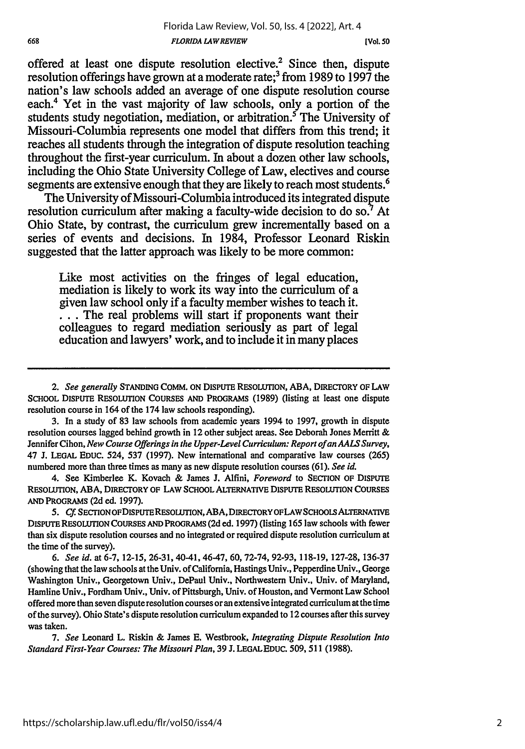offered at least one dispute resolution elective.[2] Since then, dispute resolution offerings have grown at a moderate rate;[3] from 1989 to 1997 the nation's law schools added an average of one dispute resolution course each.[4] Yet in the vast majority of law schools, only a portion of the students study negotiation, mediation, or arbitration.[5] The University of Missouri-Columbia represents one model that differs from this trend; it reaches all students through the integration of dispute resolution teaching throughout the first-year curriculum. In about a dozen other law schools, including the Ohio State University College of Law, electives and course segments are extensive enough that they are likely to reach most students.[6]

The University of Missouri-Columbia introduced its integrated dispute resolution curriculum after making a faculty-wide decision to do so.[7] At Ohio State, by contrast, the curriculum grew incrementally based on a series of events and decisions. In 1984, Professor Leonard Riskin suggested that the latter approach was likely to be more common:

> Like most activities on the fringes of legal education, mediation is likely to work its way into the curriculum of a given law school only if a faculty member wishes to teach it. . . . The real problems will start if proponents want their colleagues to regard mediation seriously as part of legal education and lawyers' work, and to include it in many places

---

2. *See generally* STANDING COMM. ON DISPUTE RESOLUTION, ABA, DIRECTORY OF LAW SCHOOL DISPUTE RESOLUTION COURSES AND PROGRAMS (1989) (listing at least one dispute resolution course in 164 of the 174 law schools responding).

3. In a study of 83 law schools from academic years 1994 to 1997, growth in dispute resolution courses lagged behind growth in 12 other subject areas. See Deborah Jones Merritt & Jennifer Cihon, *New Course Offerings in the Upper-Level Curriculum: Report of an AALS Survey*, 47 J. LEGAL EDUC. 524, 537 (1997). New international and comparative law courses (265) numbered more than three times as many as new dispute resolution courses (61). *See id.*

4. See Kimberlee K. Kovach & James J. Alfini, *Foreword* to SECTION OF DISPUTE RESOLUTION, ABA, DIRECTORY OF LAW SCHOOL ALTERNATIVE DISPUTE RESOLUTION COURSES AND PROGRAMS (2d ed. 1997).

5. *Cf.* SECTION OF DISPUTE RESOLUTION, ABA, DIRECTORY OF LAW SCHOOLS ALTERNATIVE DISPUTE RESOLUTION COURSES AND PROGRAMS (2d ed. 1997) (listing 165 law schools with fewer than six dispute resolution courses and no integrated or required dispute resolution curriculum at the time of the survey).

6. *See id.* at 6-7, 12-15, 26-31, 40-41, 46-47, 60, 72-74, 92-93, 118-19, 127-28, 136-37 (showing that the law schools at the Univ. of California, Hastings Univ., Pepperdine Univ., George Washington Univ., Georgetown Univ., DePaul Univ., Northwestern Univ., Univ. of Maryland, Hamline Univ., Fordham Univ., Univ. of Pittsburgh, Univ. of Houston, and Vermont Law School offered more than seven dispute resolution courses or an extensive integrated curriculum at the time of the survey). Ohio State's dispute resolution curriculum expanded to 12 courses after this survey was taken.

7. *See* Leonard L. Riskin & James E. Westbrook, *Integrating Dispute Resolution Into Standard First-Year Courses: The Missouri Plan*, 39 J. LEGAL EDUC. 509, 511 (1988).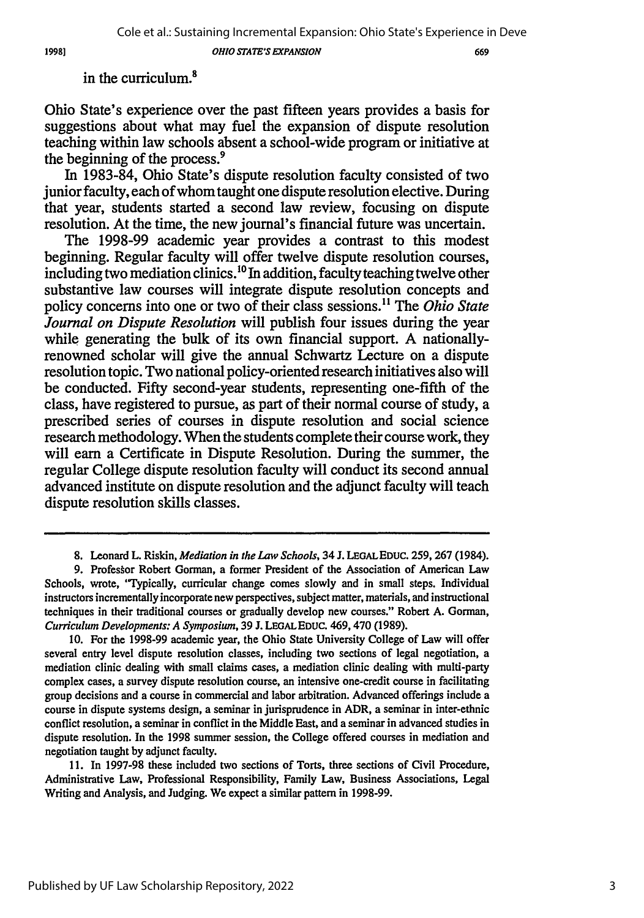in the curriculum.[8]

Ohio State's experience over the past fifteen years provides a basis for suggestions about what may fuel the expansion of dispute resolution teaching within law schools absent a school-wide program or initiative at the beginning of the process.[9]

In 1983-84, Ohio State's dispute resolution faculty consisted of two junior faculty, each of whom taught one dispute resolution elective. During that year, students started a second law review, focusing on dispute resolution. At the time, the new journal's financial future was uncertain.

The 1998-99 academic year provides a contrast to this modest beginning. Regular faculty will offer twelve dispute resolution courses, including two mediation clinics.[10] In addition, faculty teaching twelve other substantive law courses will integrate dispute resolution concepts and policy concerns into one or two of their class sessions.[11] The *Ohio State Journal on Dispute Resolution* will publish four issues during the year while generating the bulk of its own financial support. A nationally-renowned scholar will give the annual Schwartz Lecture on a dispute resolution topic. Two national policy-oriented research initiatives also will be conducted. Fifty second-year students, representing one-fifth of the class, have registered to pursue, as part of their normal course of study, a prescribed series of courses in dispute resolution and social science research methodology. When the students complete their course work, they will earn a Certificate in Dispute Resolution. During the summer, the regular College dispute resolution faculty will conduct its second annual advanced institute on dispute resolution and the adjunct faculty will teach dispute resolution skills classes.

---

8. Leonard L. Riskin, *Mediation in the Law Schools*, 34 J. LEGAL EDUC. 259, 267 (1984).

9. Professor Robert Gorman, a former President of the Association of American Law Schools, wrote, "Typically, curricular change comes slowly and in small steps. Individual instructors incrementally incorporate new perspectives, subject matter, materials, and instructional techniques in their traditional courses or gradually develop new courses." Robert A. Gorman, *Curriculum Developments: A Symposium*, 39 J. LEGAL EDUC. 469, 470 (1989).

10. For the 1998-99 academic year, the Ohio State University College of Law will offer several entry level dispute resolution classes, including two sections of legal negotiation, a mediation clinic dealing with small claims cases, a mediation clinic dealing with multi-party complex cases, a survey dispute resolution course, an intensive one-credit course in facilitating group decisions and a course in commercial and labor arbitration. Advanced offerings include a course in dispute systems design, a seminar in jurisprudence in ADR, a seminar in inter-ethnic conflict resolution, a seminar in conflict in the Middle East, and a seminar in advanced studies in dispute resolution. In the 1998 summer session, the College offered courses in mediation and negotiation taught by adjunct faculty.

11. In 1997-98 these included two sections of Torts, three sections of Civil Procedure, Administrative Law, Professional Responsibility, Family Law, Business Associations, Legal Writing and Analysis, and Judging. We expect a similar pattern in 1998-99.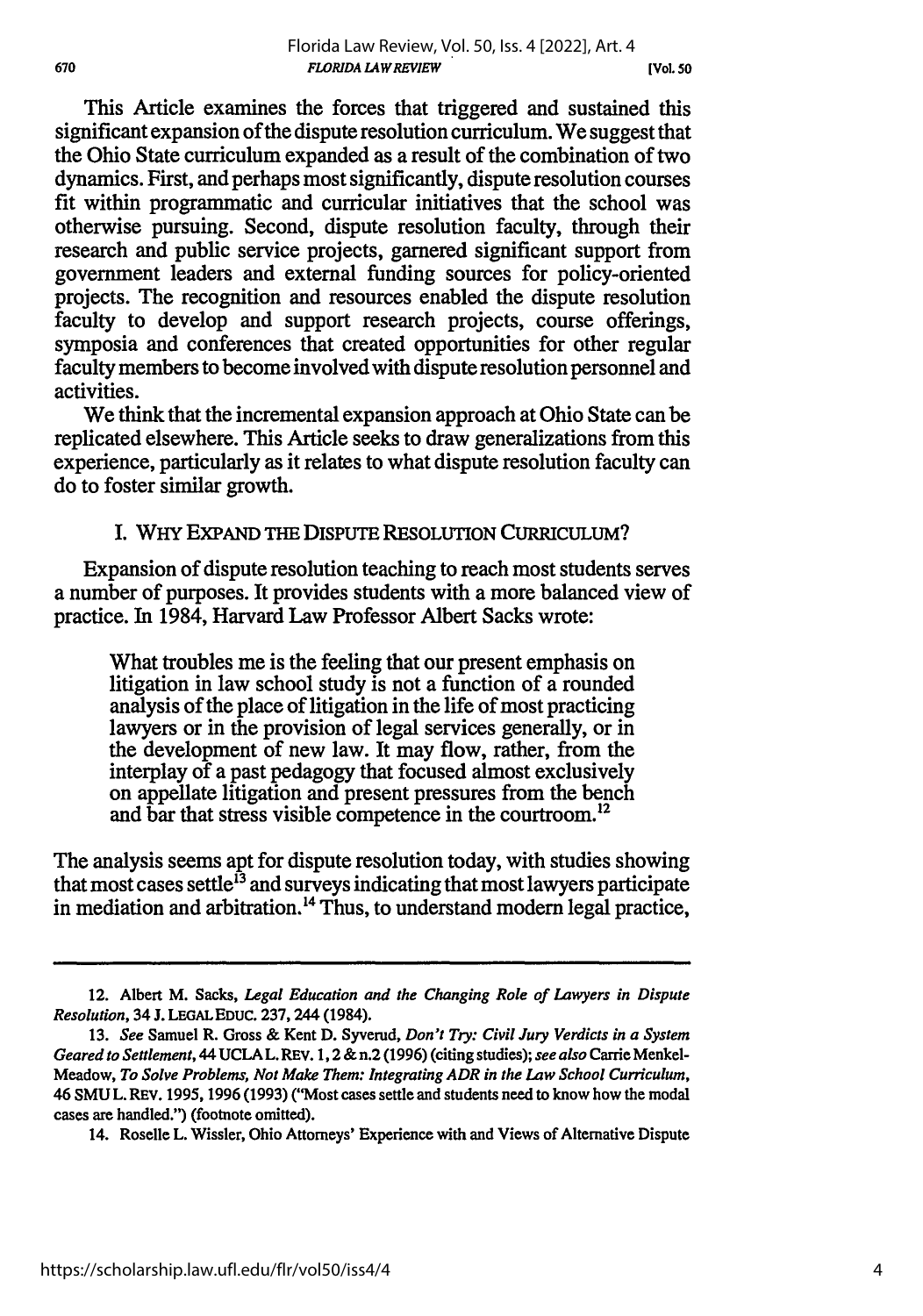This Article examines the forces that triggered and sustained this significant expansion of the dispute resolution curriculum. We suggest that the Ohio State curriculum expanded as a result of the combination of two dynamics. First, and perhaps most significantly, dispute resolution courses fit within programmatic and curricular initiatives that the school was otherwise pursuing. Second, dispute resolution faculty, through their research and public service projects, garnered significant support from government leaders and external funding sources for policy-oriented projects. The recognition and resources enabled the dispute resolution faculty to develop and support research projects, course offerings, symposia and conferences that created opportunities for other regular faculty members to become involved with dispute resolution personnel and activities.

We think that the incremental expansion approach at Ohio State can be replicated elsewhere. This Article seeks to draw generalizations from this experience, particularly as it relates to what dispute resolution faculty can do to foster similar growth.

## I. WHY EXPAND THE DISPUTE RESOLUTION CURRICULUM?

Expansion of dispute resolution teaching to reach most students serves a number of purposes. It provides students with a more balanced view of practice. In 1984, Harvard Law Professor Albert Sacks wrote:

> What troubles me is the feeling that our present emphasis on litigation in law school study is not a function of a rounded analysis of the place of litigation in the life of most practicing lawyers or in the provision of legal services generally, or in the development of new law. It may flow, rather, from the interplay of a past pedagogy that focused almost exclusively on appellate litigation and present pressures from the bench and bar that stress visible competence in the courtroom.[12]

The analysis seems apt for dispute resolution today, with studies showing that most cases settle[13] and surveys indicating that most lawyers participate in mediation and arbitration.[14] Thus, to understand modern legal practice,

---

12. Albert M. Sacks, *Legal Education and the Changing Role of Lawyers in Dispute Resolution*, 34 J. LEGAL EDUC. 237, 244 (1984).

13. *See* Samuel R. Gross & Kent D. Syverud, *Don't Try: Civil Jury Verdicts in a System Geared to Settlement*, 44 UCLA L. REV. 1, 2 & n.2 (1996) (citing studies); *see also* Carrie Menkel-Meadow, *To Solve Problems, Not Make Them: Integrating ADR in the Law School Curriculum*, 46 SMU L. REV. 1995, 1996 (1993) ("Most cases settle and students need to know how the modal cases are handled.") (footnote omitted).

14. Roselle L. Wissler, Ohio Attorneys' Experience with and Views of Alternative Dispute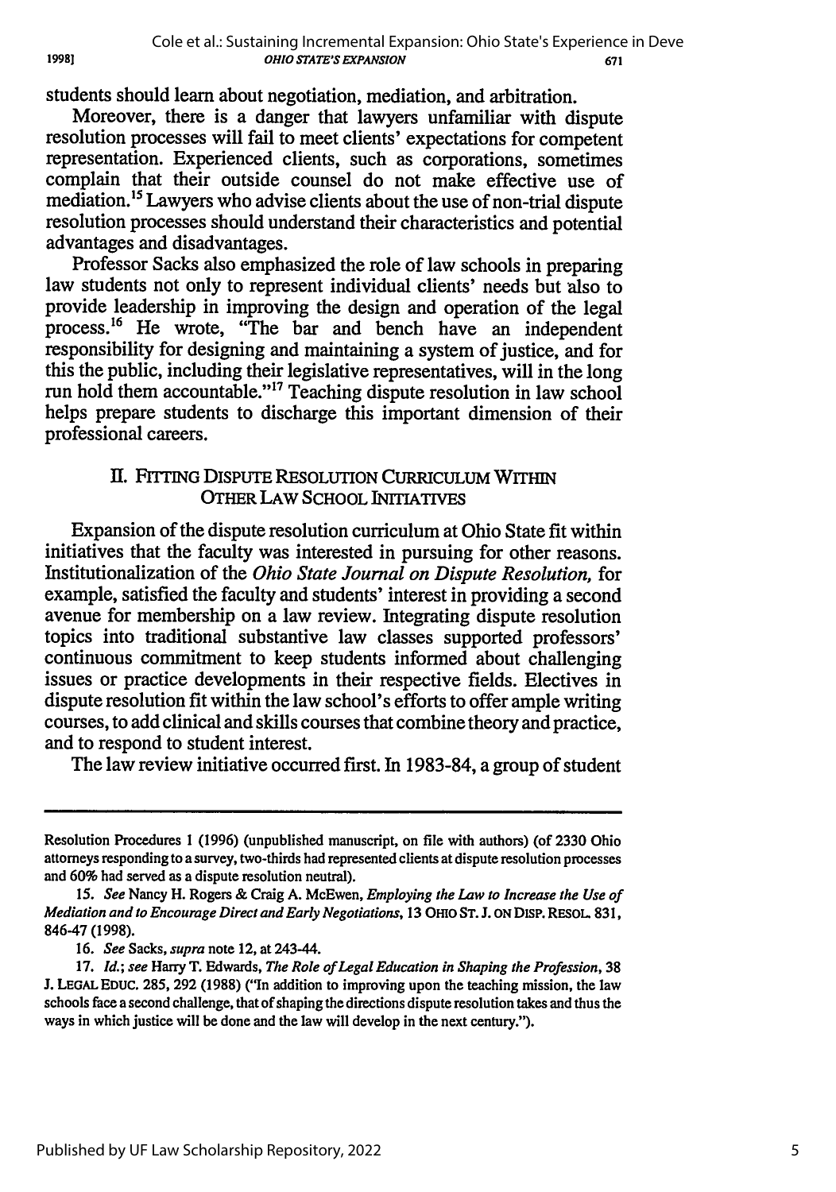students should learn about negotiation, mediation, and arbitration.

Moreover, there is a danger that lawyers unfamiliar with dispute resolution processes will fail to meet clients' expectations for competent representation. Experienced clients, such as corporations, sometimes complain that their outside counsel do not make effective use of mediation.[15] Lawyers who advise clients about the use of non-trial dispute resolution processes should understand their characteristics and potential advantages and disadvantages.

Professor Sacks also emphasized the role of law schools in preparing law students not only to represent individual clients' needs but also to provide leadership in improving the design and operation of the legal process.[16] He wrote, "The bar and bench have an independent responsibility for designing and maintaining a system of justice, and for this the public, including their legislative representatives, will in the long run hold them accountable."[17] Teaching dispute resolution in law school helps prepare students to discharge this important dimension of their professional careers.

## II. FITTING DISPUTE RESOLUTION CURRICULUM WITHIN OTHER LAW SCHOOL INITIATIVES

Expansion of the dispute resolution curriculum at Ohio State fit within initiatives that the faculty was interested in pursuing for other reasons. Institutionalization of the *Ohio State Journal on Dispute Resolution,* for example, satisfied the faculty and students' interest in providing a second avenue for membership on a law review. Integrating dispute resolution topics into traditional substantive law classes supported professors' continuous commitment to keep students informed about challenging issues or practice developments in their respective fields. Electives in dispute resolution fit within the law school's efforts to offer ample writing courses, to add clinical and skills courses that combine theory and practice, and to respond to student interest.

The law review initiative occurred first. In 1983-84, a group of student

---

Resolution Procedures 1 (1996) (unpublished manuscript, on file with authors) (of 2330 Ohio attorneys responding to a survey, two-thirds had represented clients at dispute resolution processes and 60% had served as a dispute resolution neutral).

15. *See* Nancy H. Rogers & Craig A. McEwen, *Employing the Law to Increase the Use of Mediation and to Encourage Direct and Early Negotiations,* 13 OHIO ST. J. ON DISP. RESOL. 831, 846-47 (1998).

16. *See* Sacks, *supra* note 12, at 243-44.

17. *Id.*; *see* Harry T. Edwards, *The Role of Legal Education in Shaping the Profession,* 38 J. LEGAL EDUC. 285, 292 (1988) ("In addition to improving upon the teaching mission, the law schools face a second challenge, that of shaping the directions dispute resolution takes and thus the ways in which justice will be done and the law will develop in the next century.").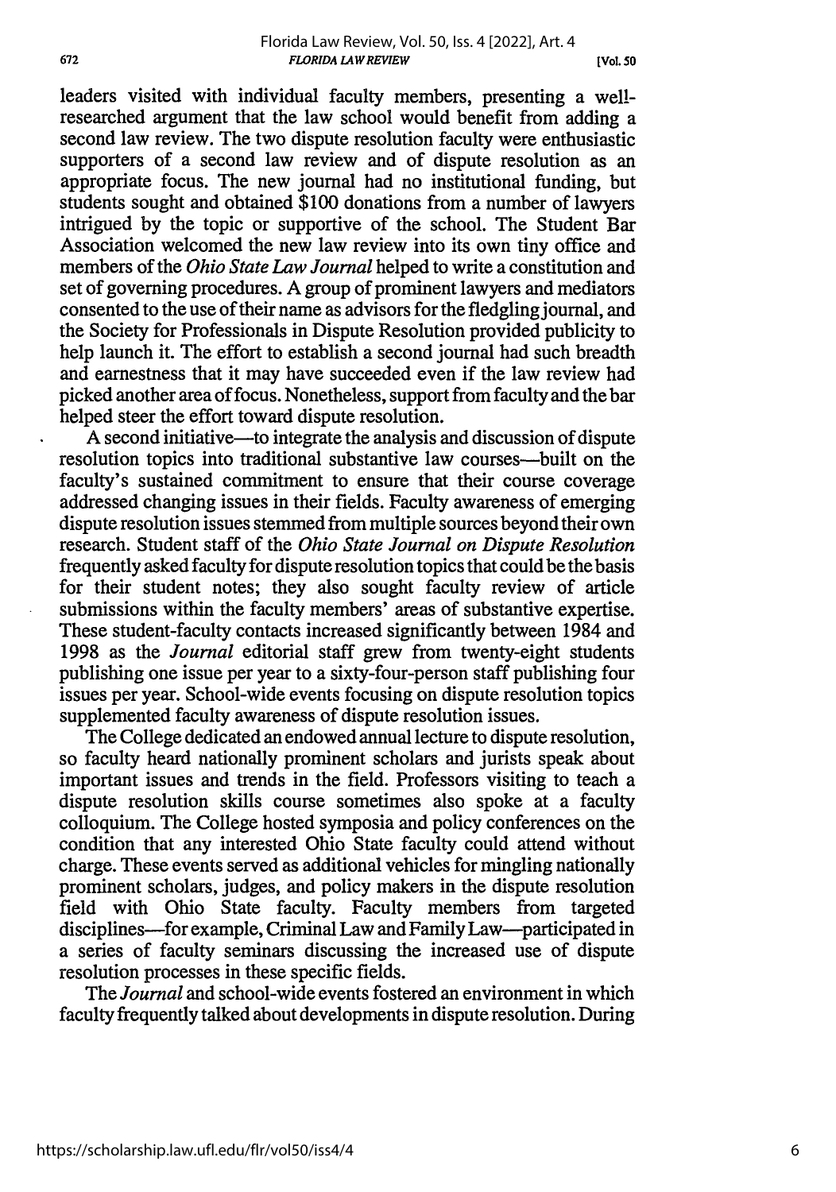leaders visited with individual faculty members, presenting a well-researched argument that the law school would benefit from adding a second law review. The two dispute resolution faculty were enthusiastic supporters of a second law review and of dispute resolution as an appropriate focus. The new journal had no institutional funding, but students sought and obtained $100 donations from a number of lawyers intrigued by the topic or supportive of the school. The Student Bar Association welcomed the new law review into its own tiny office and members of the *Ohio State Law Journal* helped to write a constitution and set of governing procedures. A group of prominent lawyers and mediators consented to the use of their name as advisors for the fledgling journal, and the Society for Professionals in Dispute Resolution provided publicity to help launch it. The effort to establish a second journal had such breadth and earnestness that it may have succeeded even if the law review had picked another area of focus. Nonetheless, support from faculty and the bar helped steer the effort toward dispute resolution.

A second initiative—to integrate the analysis and discussion of dispute resolution topics into traditional substantive law courses—built on the faculty's sustained commitment to ensure that their course coverage addressed changing issues in their fields. Faculty awareness of emerging dispute resolution issues stemmed from multiple sources beyond their own research. Student staff of the *Ohio State Journal on Dispute Resolution* frequently asked faculty for dispute resolution topics that could be the basis for their student notes; they also sought faculty review of article submissions within the faculty members' areas of substantive expertise. These student-faculty contacts increased significantly between 1984 and 1998 as the *Journal* editorial staff grew from twenty-eight students publishing one issue per year to a sixty-four-person staff publishing four issues per year. School-wide events focusing on dispute resolution topics supplemented faculty awareness of dispute resolution issues.

The College dedicated an endowed annual lecture to dispute resolution, so faculty heard nationally prominent scholars and jurists speak about important issues and trends in the field. Professors visiting to teach a dispute resolution skills course sometimes also spoke at a faculty colloquium. The College hosted symposia and policy conferences on the condition that any interested Ohio State faculty could attend without charge. These events served as additional vehicles for mingling nationally prominent scholars, judges, and policy makers in the dispute resolution field with Ohio State faculty. Faculty members from targeted disciplines—for example, Criminal Law and Family Law—participated in a series of faculty seminars discussing the increased use of dispute resolution processes in these specific fields.

The *Journal* and school-wide events fostered an environment in which faculty frequently talked about developments in dispute resolution. During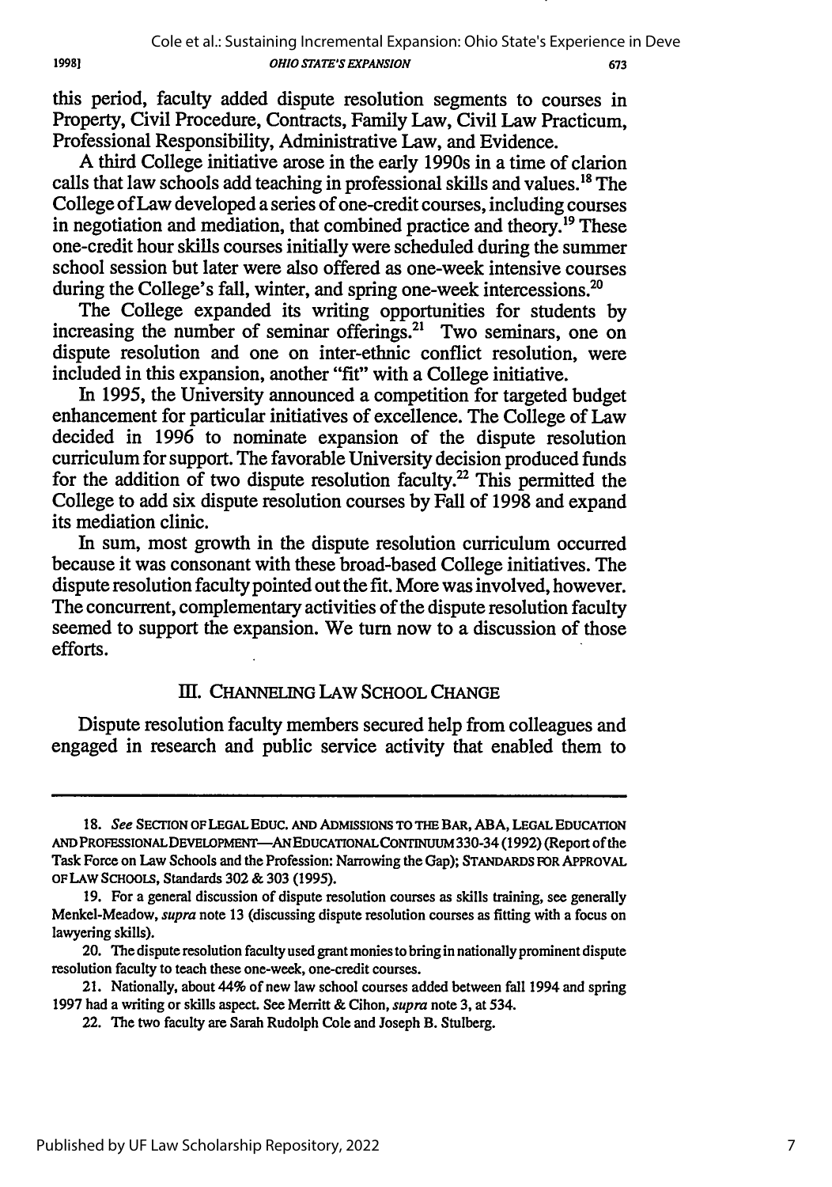this period, faculty added dispute resolution segments to courses in Property, Civil Procedure, Contracts, Family Law, Civil Law Practicum, Professional Responsibility, Administrative Law, and Evidence.

A third College initiative arose in the early 1990s in a time of clarion calls that law schools add teaching in professional skills and values.[18] The College of Law developed a series of one-credit courses, including courses in negotiation and mediation, that combined practice and theory.[19] These one-credit hour skills courses initially were scheduled during the summer school session but later were also offered as one-week intensive courses during the College's fall, winter, and spring one-week intercessions.[20]

The College expanded its writing opportunities for students by increasing the number of seminar offerings.[21] Two seminars, one on dispute resolution and one on inter-ethnic conflict resolution, were included in this expansion, another "fit" with a College initiative.

In 1995, the University announced a competition for targeted budget enhancement for particular initiatives of excellence. The College of Law decided in 1996 to nominate expansion of the dispute resolution curriculum for support. The favorable University decision produced funds for the addition of two dispute resolution faculty.[22] This permitted the College to add six dispute resolution courses by Fall of 1998 and expand its mediation clinic.

In sum, most growth in the dispute resolution curriculum occurred because it was consonant with these broad-based College initiatives. The dispute resolution faculty pointed out the fit. More was involved, however. The concurrent, complementary activities of the dispute resolution faculty seemed to support the expansion. We turn now to a discussion of those efforts.

## III. CHANNELING LAW SCHOOL CHANGE

Dispute resolution faculty members secured help from colleagues and engaged in research and public service activity that enabled them to

---

18. *See* SECTION OF LEGAL EDUC. AND ADMISSIONS TO THE BAR, ABA, LEGAL EDUCATION AND PROFESSIONAL DEVELOPMENT—AN EDUCATIONAL CONTINUUM 330-34 (1992) (Report of the Task Force on Law Schools and the Profession: Narrowing the Gap); STANDARDS FOR APPROVAL OF LAW SCHOOLS, Standards 302 & 303 (1995).

19. For a general discussion of dispute resolution courses as skills training, see generally Menkel-Meadow, *supra* note 13 (discussing dispute resolution courses as fitting with a focus on lawyering skills).

20. The dispute resolution faculty used grant monies to bring in nationally prominent dispute resolution faculty to teach these one-week, one-credit courses.

21. Nationally, about 44% of new law school courses added between fall 1994 and spring 1997 had a writing or skills aspect. See Merritt & Cihon, *supra* note 3, at 534.

22. The two faculty are Sarah Rudolph Cole and Joseph B. Stulberg.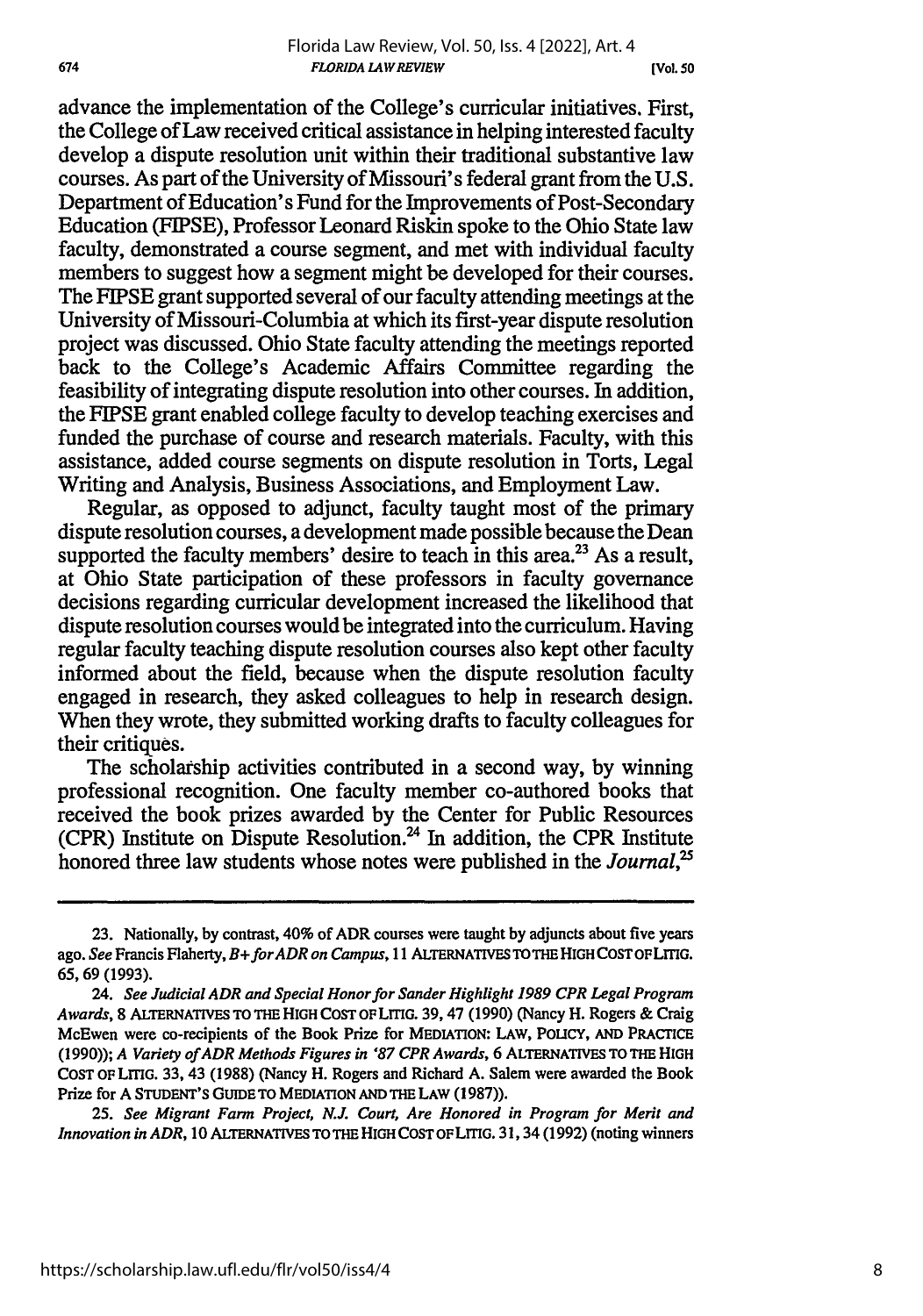advance the implementation of the College's curricular initiatives. First, the College of Law received critical assistance in helping interested faculty develop a dispute resolution unit within their traditional substantive law courses. As part of the University of Missouri's federal grant from the U.S. Department of Education's Fund for the Improvements of Post-Secondary Education (FIPSE), Professor Leonard Riskin spoke to the Ohio State law faculty, demonstrated a course segment, and met with individual faculty members to suggest how a segment might be developed for their courses. The FIPSE grant supported several of our faculty attending meetings at the University of Missouri-Columbia at which its first-year dispute resolution project was discussed. Ohio State faculty attending the meetings reported back to the College's Academic Affairs Committee regarding the feasibility of integrating dispute resolution into other courses. In addition, the FIPSE grant enabled college faculty to develop teaching exercises and funded the purchase of course and research materials. Faculty, with this assistance, added course segments on dispute resolution in Torts, Legal Writing and Analysis, Business Associations, and Employment Law.

Regular, as opposed to adjunct, faculty taught most of the primary dispute resolution courses, a development made possible because the Dean supported the faculty members' desire to teach in this area.[23] As a result, at Ohio State participation of these professors in faculty governance decisions regarding curricular development increased the likelihood that dispute resolution courses would be integrated into the curriculum. Having regular faculty teaching dispute resolution courses also kept other faculty informed about the field, because when the dispute resolution faculty engaged in research, they asked colleagues to help in research design. When they wrote, they submitted working drafts to faculty colleagues for their critiques.

The scholarship activities contributed in a second way, by winning professional recognition. One faculty member co-authored books that received the book prizes awarded by the Center for Public Resources (CPR) Institute on Dispute Resolution.[24] In addition, the CPR Institute honored three law students whose notes were published in the *Journal*,[25]

---

23. Nationally, by contrast, 40% of ADR courses were taught by adjuncts about five years ago. *See* Francis Flaherty, *B+ for ADR on Campus*, 11 ALTERNATIVES TO THE HIGH COST OF LITIG. 65, 69 (1993).

24. *See Judicial ADR and Special Honor for Sander Highlight 1989 CPR Legal Program Awards*, 8 ALTERNATIVES TO THE HIGH COST OF LITIG. 39, 47 (1990) (Nancy H. Rogers & Craig McEwen were co-recipients of the Book Prize for MEDIATION: LAW, POLICY, AND PRACTICE (1990)); *A Variety of ADR Methods Figures in '87 CPR Awards*, 6 ALTERNATIVES TO THE HIGH COST OF LITIG. 33, 43 (1988) (Nancy H. Rogers and Richard A. Salem were awarded the Book Prize for A STUDENT'S GUIDE TO MEDIATION AND THE LAW (1987)).

25. *See Migrant Farm Project, N.J. Court, Are Honored in Program for Merit and Innovation in ADR*, 10 ALTERNATIVES TO THE HIGH COST OF LITIG. 31, 34 (1992) (noting winners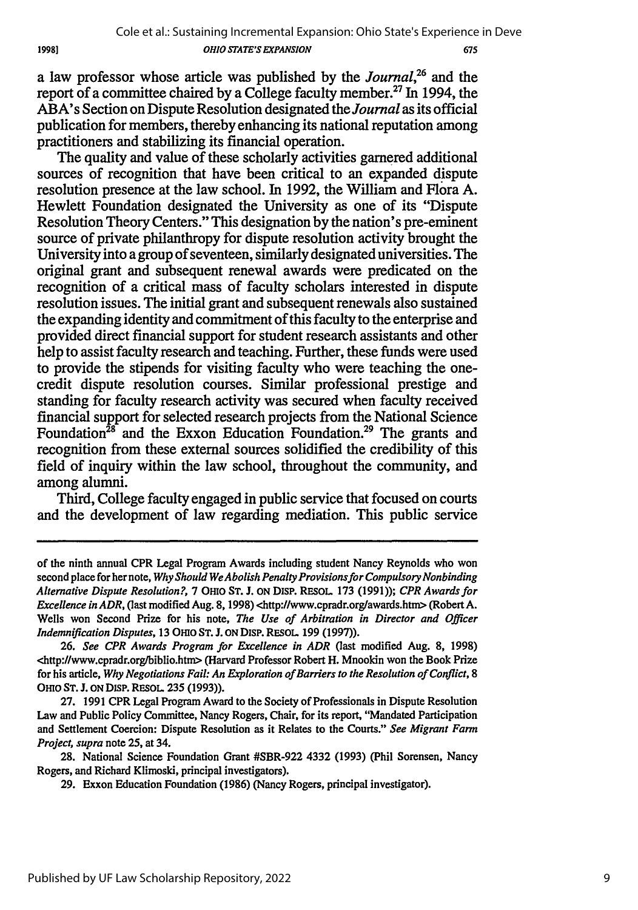a law professor whose article was published by the *Journal*,[26] and the report of a committee chaired by a College faculty member.[27] In 1994, the ABA's Section on Dispute Resolution designated the *Journal* as its official publication for members, thereby enhancing its national reputation among practitioners and stabilizing its financial operation.

The quality and value of these scholarly activities garnered additional sources of recognition that have been critical to an expanded dispute resolution presence at the law school. In 1992, the William and Flora A. Hewlett Foundation designated the University as one of its "Dispute Resolution Theory Centers." This designation by the nation's pre-eminent source of private philanthropy for dispute resolution activity brought the University into a group of seventeen, similarly designated universities. The original grant and subsequent renewal awards were predicated on the recognition of a critical mass of faculty scholars interested in dispute resolution issues. The initial grant and subsequent renewals also sustained the expanding identity and commitment of this faculty to the enterprise and provided direct financial support for student research assistants and other help to assist faculty research and teaching. Further, these funds were used to provide the stipends for visiting faculty who were teaching the one-credit dispute resolution courses. Similar professional prestige and standing for faculty research activity was secured when faculty received financial support for selected research projects from the National Science Foundation[28] and the Exxon Education Foundation.[29] The grants and recognition from these external sources solidified the credibility of this field of inquiry within the law school, throughout the community, and among alumni.

Third, College faculty engaged in public service that focused on courts and the development of law regarding mediation. This public service

---

of the ninth annual CPR Legal Program Awards including student Nancy Reynolds who won second place for her note, *Why Should We Abolish Penalty Provisions for Compulsory Nonbinding Alternative Dispute Resolution?*, 7 OHIO ST. J. ON DISP. RESOL. 173 (1991)); *CPR Awards for Excellence in ADR*, (last modified Aug. 8, 1998) <http://www.cpradr.org/awards.htm> (Robert A. Wells won Second Prize for his note, *The Use of Arbitration in Director and Officer Indemnification Disputes*, 13 OHIO ST. J. ON DISP. RESOL. 199 (1997)).

26. *See CPR Awards Program for Excellence in ADR* (last modified Aug. 8, 1998) <http://www.cpradr.org/biblio.htm> (Harvard Professor Robert H. Mnookin won the Book Prize for his article, *Why Negotiations Fail: An Exploration of Barriers to the Resolution of Conflict*, 8 OHIO ST. J. ON DISP. RESOL. 235 (1993)).

27. 1991 CPR Legal Program Award to the Society of Professionals in Dispute Resolution Law and Public Policy Committee, Nancy Rogers, Chair, for its report, "Mandated Participation and Settlement Coercion: Dispute Resolution as it Relates to the Courts." *See Migrant Farm Project, supra* note 25, at 34.

28. National Science Foundation Grant #SBR-922 4332 (1993) (Phil Sorensen, Nancy Rogers, and Richard Klimoski, principal investigators).

29. Exxon Education Foundation (1986) (Nancy Rogers, principal investigator).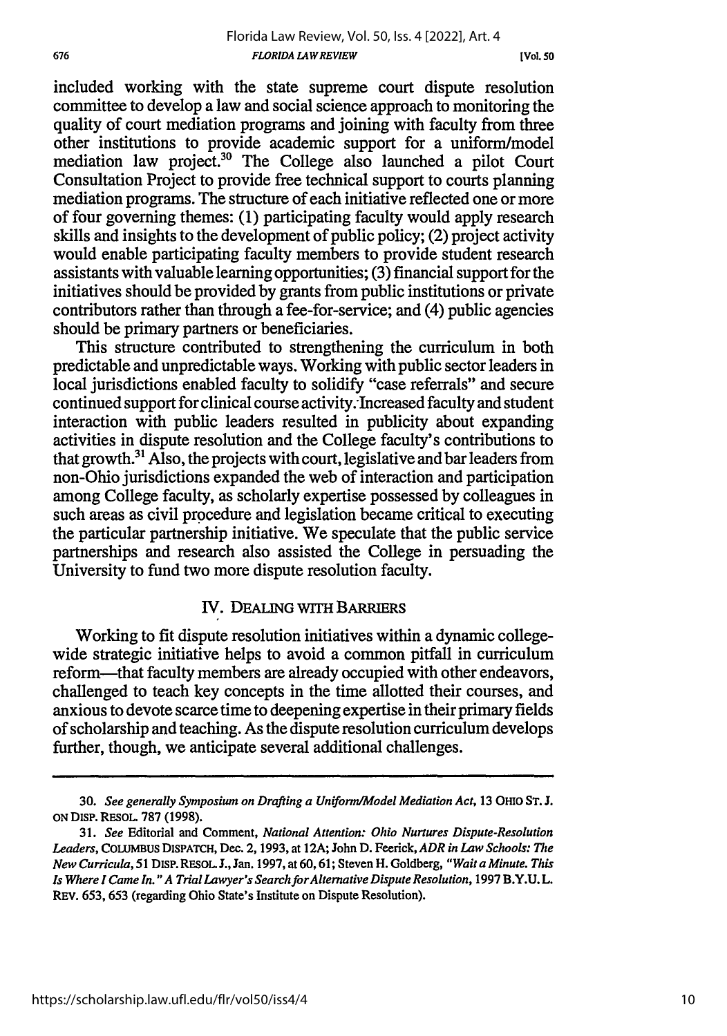included working with the state supreme court dispute resolution committee to develop a law and social science approach to monitoring the quality of court mediation programs and joining with faculty from three other institutions to provide academic support for a uniform/model mediation law project.[30] The College also launched a pilot Court Consultation Project to provide free technical support to courts planning mediation programs. The structure of each initiative reflected one or more of four governing themes: (1) participating faculty would apply research skills and insights to the development of public policy; (2) project activity would enable participating faculty members to provide student research assistants with valuable learning opportunities; (3) financial support for the initiatives should be provided by grants from public institutions or private contributors rather than through a fee-for-service; and (4) public agencies should be primary partners or beneficiaries.

This structure contributed to strengthening the curriculum in both predictable and unpredictable ways. Working with public sector leaders in local jurisdictions enabled faculty to solidify "case referrals" and secure continued support for clinical course activity. Increased faculty and student interaction with public leaders resulted in publicity about expanding activities in dispute resolution and the College faculty's contributions to that growth.[31] Also, the projects with court, legislative and bar leaders from non-Ohio jurisdictions expanded the web of interaction and participation among College faculty, as scholarly expertise possessed by colleagues in such areas as civil procedure and legislation became critical to executing the particular partnership initiative. We speculate that the public service partnerships and research also assisted the College in persuading the University to fund two more dispute resolution faculty.

## IV. DEALING WITH BARRIERS

Working to fit dispute resolution initiatives within a dynamic college-wide strategic initiative helps to avoid a common pitfall in curriculum reform—that faculty members are already occupied with other endeavors, challenged to teach key concepts in the time allotted their courses, and anxious to devote scarce time to deepening expertise in their primary fields of scholarship and teaching. As the dispute resolution curriculum develops further, though, we anticipate several additional challenges.

---

30. *See generally Symposium on Drafting a Uniform/Model Mediation Act*, 13 OHIO ST. J. ON DISP. RESOL. 787 (1998).

31. *See* Editorial and Comment, *National Attention: Ohio Nurtures Dispute-Resolution Leaders*, COLUMBUS DISPATCH, Dec. 2, 1993, at 12A; John D. Feerick, *ADR in Law Schools: The New Curricula*, 51 DISP. RESOL. J., Jan. 1997, at 60, 61; Steven H. Goldberg, *"Wait a Minute. This Is Where I Came In." A Trial Lawyer's Search for Alternative Dispute Resolution*, 1997 B.Y.U. L. REV. 653, 653 (regarding Ohio State's Institute on Dispute Resolution).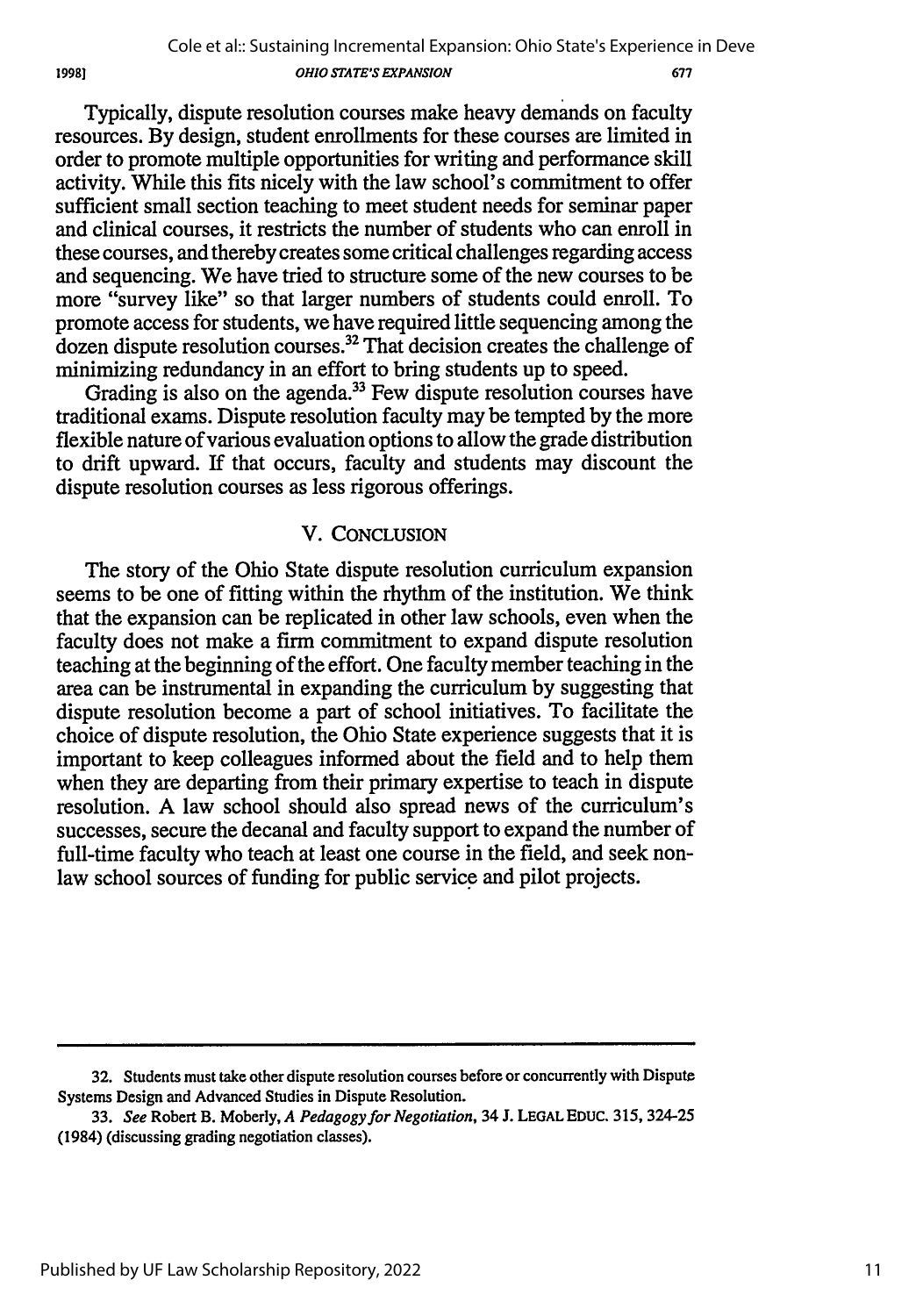Typically, dispute resolution courses make heavy demands on faculty resources. By design, student enrollments for these courses are limited in order to promote multiple opportunities for writing and performance skill activity. While this fits nicely with the law school's commitment to offer sufficient small section teaching to meet student needs for seminar paper and clinical courses, it restricts the number of students who can enroll in these courses, and thereby creates some critical challenges regarding access and sequencing. We have tried to structure some of the new courses to be more "survey like" so that larger numbers of students could enroll. To promote access for students, we have required little sequencing among the dozen dispute resolution courses.[32] That decision creates the challenge of minimizing redundancy in an effort to bring students up to speed.

Grading is also on the agenda.[33] Few dispute resolution courses have traditional exams. Dispute resolution faculty may be tempted by the more flexible nature of various evaluation options to allow the grade distribution to drift upward. If that occurs, faculty and students may discount the dispute resolution courses as less rigorous offerings.

## V. CONCLUSION

The story of the Ohio State dispute resolution curriculum expansion seems to be one of fitting within the rhythm of the institution. We think that the expansion can be replicated in other law schools, even when the faculty does not make a firm commitment to expand dispute resolution teaching at the beginning of the effort. One faculty member teaching in the area can be instrumental in expanding the curriculum by suggesting that dispute resolution become a part of school initiatives. To facilitate the choice of dispute resolution, the Ohio State experience suggests that it is important to keep colleagues informed about the field and to help them when they are departing from their primary expertise to teach in dispute resolution. A law school should also spread news of the curriculum's successes, secure the decanal and faculty support to expand the number of full-time faculty who teach at least one course in the field, and seek non-law school sources of funding for public service and pilot projects.

---

32. Students must take other dispute resolution courses before or concurrently with Dispute Systems Design and Advanced Studies in Dispute Resolution.

33. *See* Robert B. Moberly, *A Pedagogy for Negotiation*, 34 J. LEGAL EDUC. 315, 324-25 (1984) (discussing grading negotiation classes).